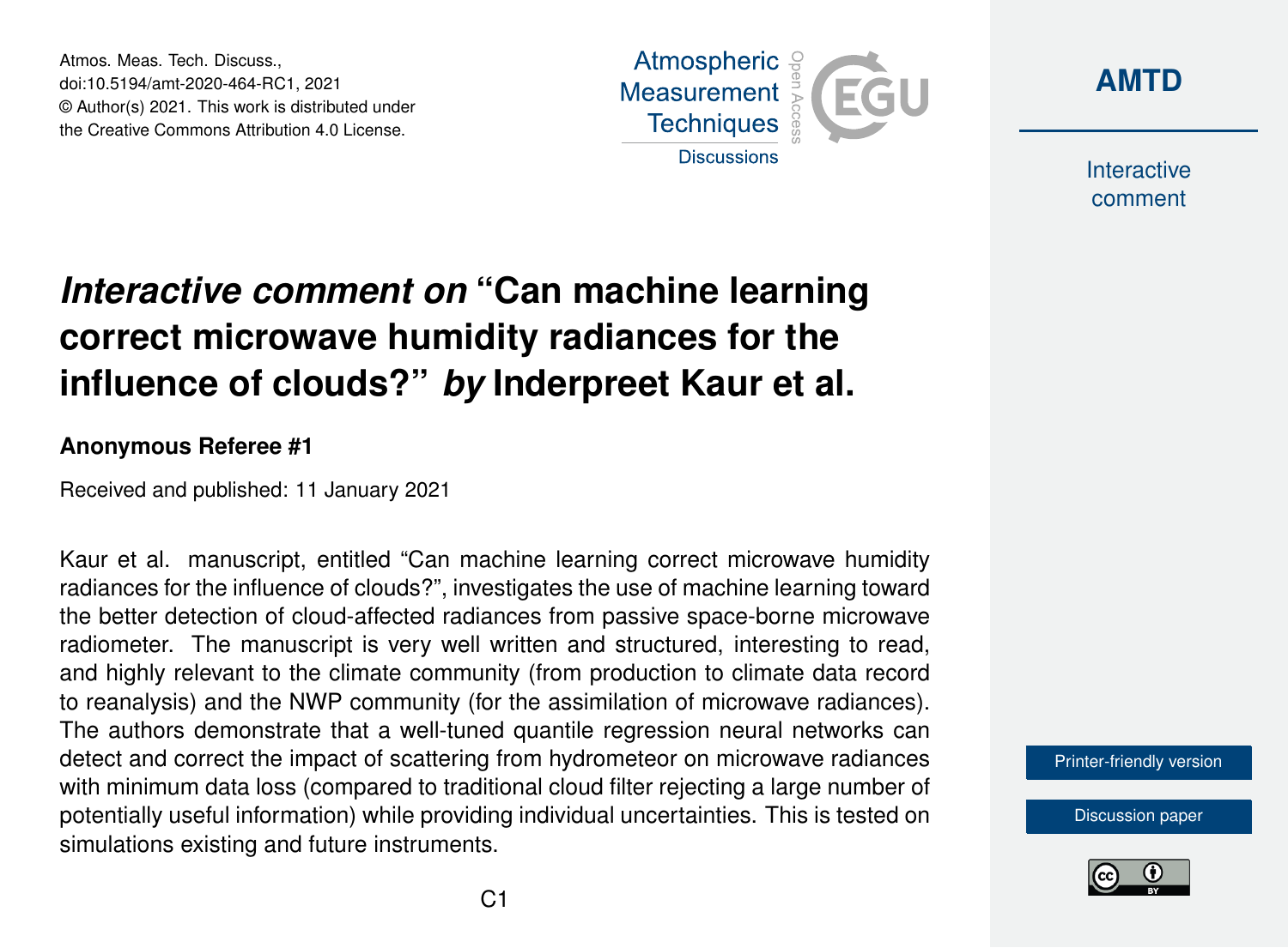# *Interactive comment on* "Can machine learning correct microwave humidity radiances for the influence of clouds?" *by* Inderpreet Kaur et al.

**Anonymous Referee #1**

Received and published: 11 January 2021

Kaur et al. manuscript, entitled "Can machine learning correct microwave humidity radiances for the influence of clouds?", investigates the use of machine learning toward the better detection of cloud-affected radiances from passive space-borne microwave radiometer. The manuscript is very well written and structured, interesting to read, and highly relevant to the climate community (from production to climate data record to reanalysis) and the NWP community (for the assimilation of microwave radiances). The authors demonstrate that a well-tuned quantile regression neural networks can detect and correct the impact of scattering from hydrometeor on microwave radiances with minimum data loss (compared to traditional cloud filter rejecting a large number of potentially useful information) while providing individual uncertainties. This is tested on simulations existing and future instruments.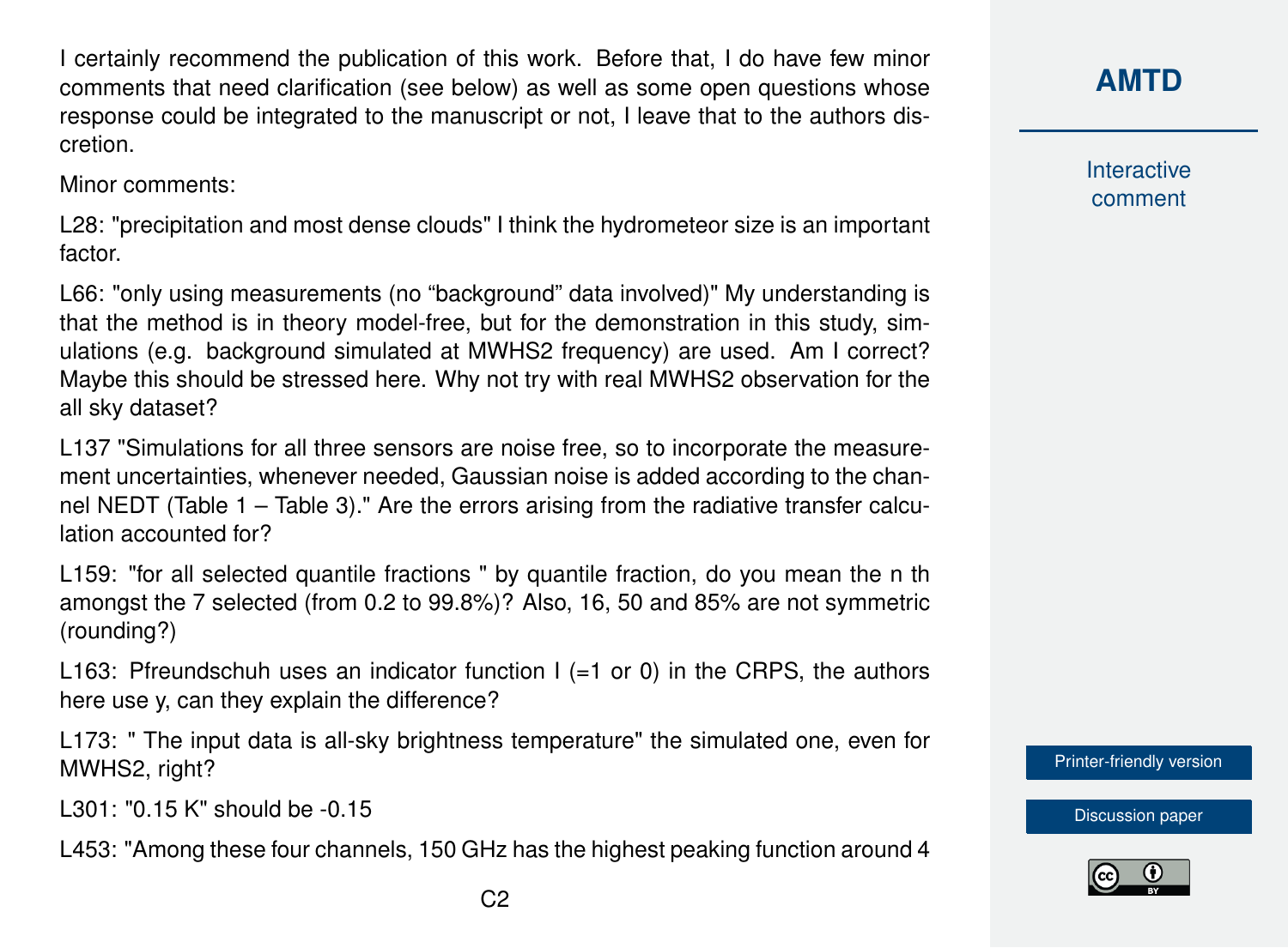I certainly recommend the publication of this work. Before that, I do have few minor comments that need clarification (see below) as well as some open questions whose response could be integrated to the manuscript or not, I leave that to the authors discretion.

Minor comments:

L28: "precipitation and most dense clouds" I think the hydrometeor size is an important factor.

L66: "only using measurements (no "background" data involved)" My understanding is that the method is in theory model-free, but for the demonstration in this study, simulations (e.g. background simulated at MWHS2 frequency) are used. Am I correct? Maybe this should be stressed here. Why not try with real MWHS2 observation for the all sky dataset?

L137 "Simulations for all three sensors are noise free, so to incorporate the measurement uncertainties, whenever needed, Gaussian noise is added according to the channel NEDT (Table 1 – Table 3)." Are the errors arising from the radiative transfer calculation accounted for?

L159: "for all selected quantile fractions " by quantile fraction, do you mean the n th amongst the 7 selected (from 0.2 to 99.8%)? Also, 16, 50 and 85% are not symmetric (rounding?)

L163: Pfreundschuh uses an indicator function I (=1 or 0) in the CRPS, the authors here use y, can they explain the difference?

L173: " The input data is all-sky brightness temperature" the simulated one, even for MWHS2, right?

L301: "0.15 K" should be -0.15

L453: "Among these four channels, 150 GHz has the highest peaking function around 4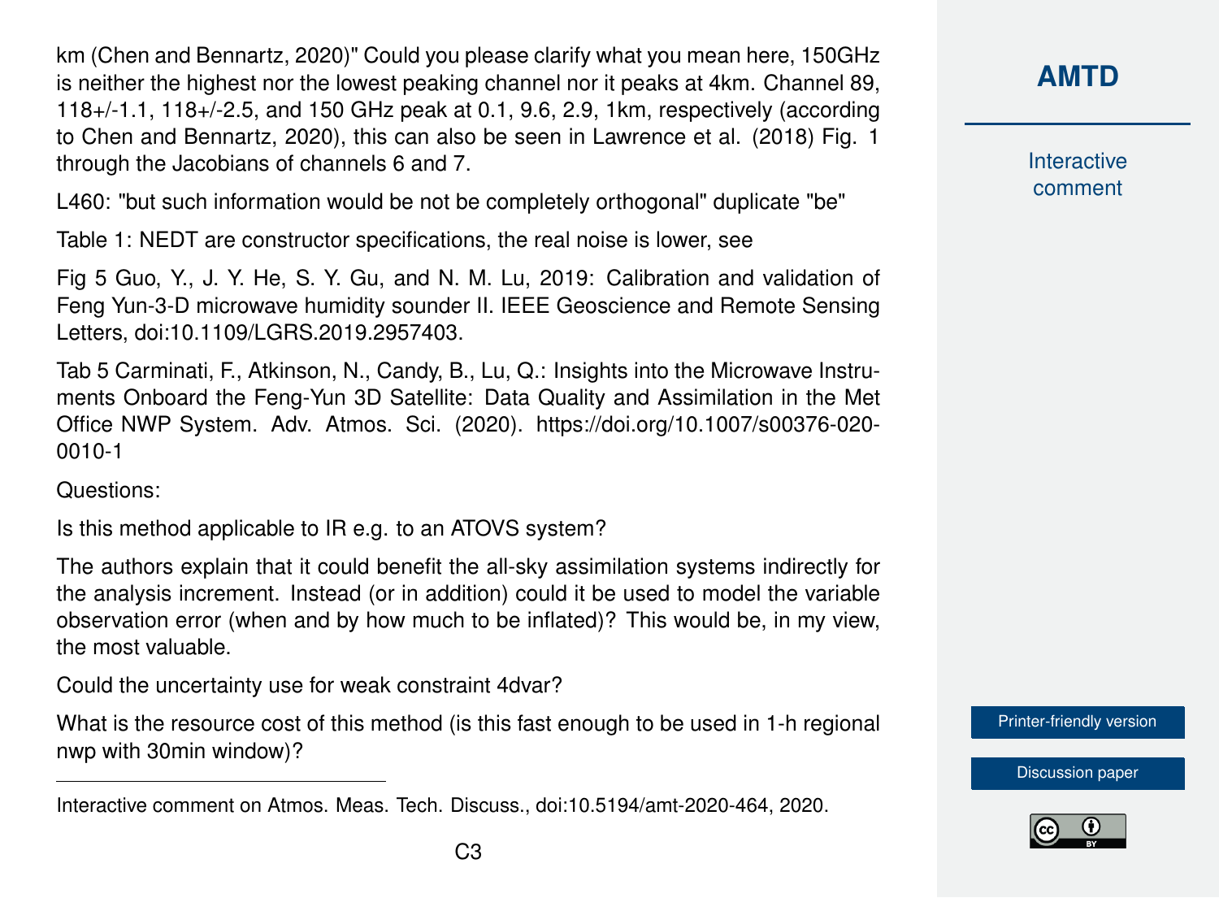km (Chen and Bennartz, 2020)" Could you please clarify what you mean here, 150GHz is neither the highest nor the lowest peaking channel nor it peaks at 4km. Channel 89, 118+/-1.1, 118+/-2.5, and 150 GHz peak at 0.1, 9.6, 2.9, 1km, respectively (according to Chen and Bennartz, 2020), this can also be seen in Lawrence et al. (2018) Fig. 1 through the Jacobians of channels 6 and 7.

L460: "but such information would be not be completely orthogonal" duplicate "be"

Table 1: NEDT are constructor specifications, the real noise is lower, see

Fig 5 Guo, Y., J. Y. He, S. Y. Gu, and N. M. Lu, 2019: Calibration and validation of Feng Yun-3-D microwave humidity sounder II. IEEE Geoscience and Remote Sensing Letters, doi:10.1109/LGRS.2019.2957403.

Tab 5 Carminati, F., Atkinson, N., Candy, B., Lu, Q.: Insights into the Microwave Instruments Onboard the Feng-Yun 3D Satellite: Data Quality and Assimilation in the Met Office NWP System. Adv. Atmos. Sci. (2020). https://doi.org/10.1007/s00376-020-0010-1

Questions:

Is this method applicable to IR e.g. to an ATOVS system?

The authors explain that it could benefit the all-sky assimilation systems indirectly for the analysis increment. Instead (or in addition) could it be used to model the variable observation error (when and by how much to be inflated)? This would be, in my view, the most valuable.

Could the uncertainty use for weak constraint 4dvar?

What is the resource cost of this method (is this fast enough to be used in 1-h regional nwp with 30min window)?

---

Interactive comment on Atmos. Meas. Tech. Discuss., doi:10.5194/amt-2020-464, 2020.